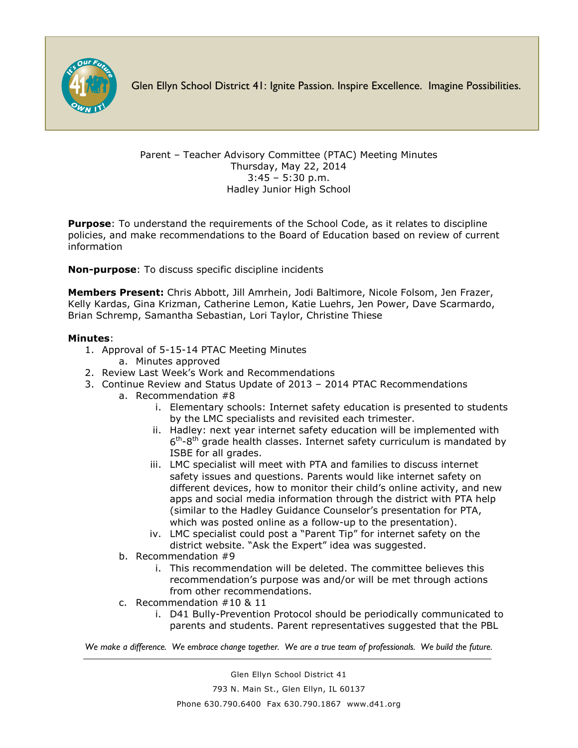Glen Ellyn School District 41: Ignite Passion. Inspire Excellence. Imagine Possibilities.

Parent – Teacher Advisory Committee (PTAC) Meeting Minutes
Thursday, May 22, 2014
3:45 – 5:30 p.m.
Hadley Junior High School

**Purpose**: To understand the requirements of the School Code, as it relates to discipline policies, and make recommendations to the Board of Education based on review of current information

**Non-purpose**: To discuss specific discipline incidents

**Members Present:** Chris Abbott, Jill Amrhein, Jodi Baltimore, Nicole Folsom, Jen Frazer, Kelly Kardas, Gina Krizman, Catherine Lemon, Katie Luehrs, Jen Power, Dave Scarmardo, Brian Schremp, Samantha Sebastian, Lori Taylor, Christine Thiese

**Minutes**:

1. Approval of 5-15-14 PTAC Meeting Minutes
   a. Minutes approved
2. Review Last Week's Work and Recommendations
3. Continue Review and Status Update of 2013 – 2014 PTAC Recommendations
   a. Recommendation #8
      i. Elementary schools: Internet safety education is presented to students by the LMC specialists and revisited each trimester.
      ii. Hadley: next year internet safety education will be implemented with 6th-8th grade health classes. Internet safety curriculum is mandated by ISBE for all grades.
      iii. LMC specialist will meet with PTA and families to discuss internet safety issues and questions. Parents would like internet safety on different devices, how to monitor their child's online activity, and new apps and social media information through the district with PTA help (similar to the Hadley Guidance Counselor's presentation for PTA, which was posted online as a follow-up to the presentation).
      iv. LMC specialist could post a "Parent Tip" for internet safety on the district website. "Ask the Expert" idea was suggested.
   b. Recommendation #9
      i. This recommendation will be deleted. The committee believes this recommendation's purpose was and/or will be met through actions from other recommendations.
   c. Recommendation #10 & 11
      i. D41 Bully-Prevention Protocol should be periodically communicated to parents and students. Parent representatives suggested that the PBL

*We make a difference. We embrace change together. We are a true team of professionals. We build the future.*

Glen Ellyn School District 41
793 N. Main St., Glen Ellyn, IL 60137
Phone 630.790.6400 Fax 630.790.1867 www.d41.org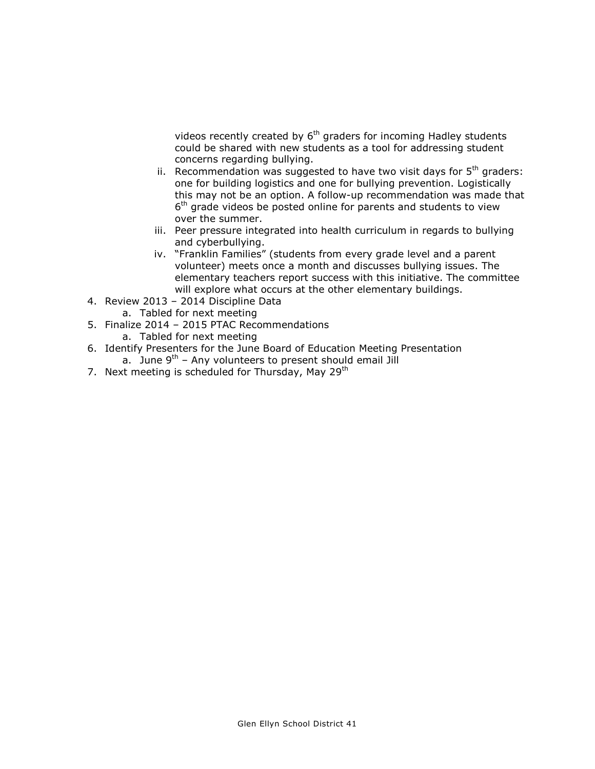videos recently created by 6th graders for incoming Hadley students could be shared with new students as a tool for addressing student concerns regarding bullying.

   ii. Recommendation was suggested to have two visit days for 5th graders: one for building logistics and one for bullying prevention. Logistically this may not be an option. A follow-up recommendation was made that 6th grade videos be posted online for parents and students to view over the summer.
   iii. Peer pressure integrated into health curriculum in regards to bullying and cyberbullying.
   iv. "Franklin Families" (students from every grade level and a parent volunteer) meets once a month and discusses bullying issues. The elementary teachers report success with this initiative. The committee will explore what occurs at the other elementary buildings.

4. Review 2013 – 2014 Discipline Data
   a. Tabled for next meeting
5. Finalize 2014 – 2015 PTAC Recommendations
   a. Tabled for next meeting
6. Identify Presenters for the June Board of Education Meeting Presentation
   a. June 9th – Any volunteers to present should email Jill
7. Next meeting is scheduled for Thursday, May 29th